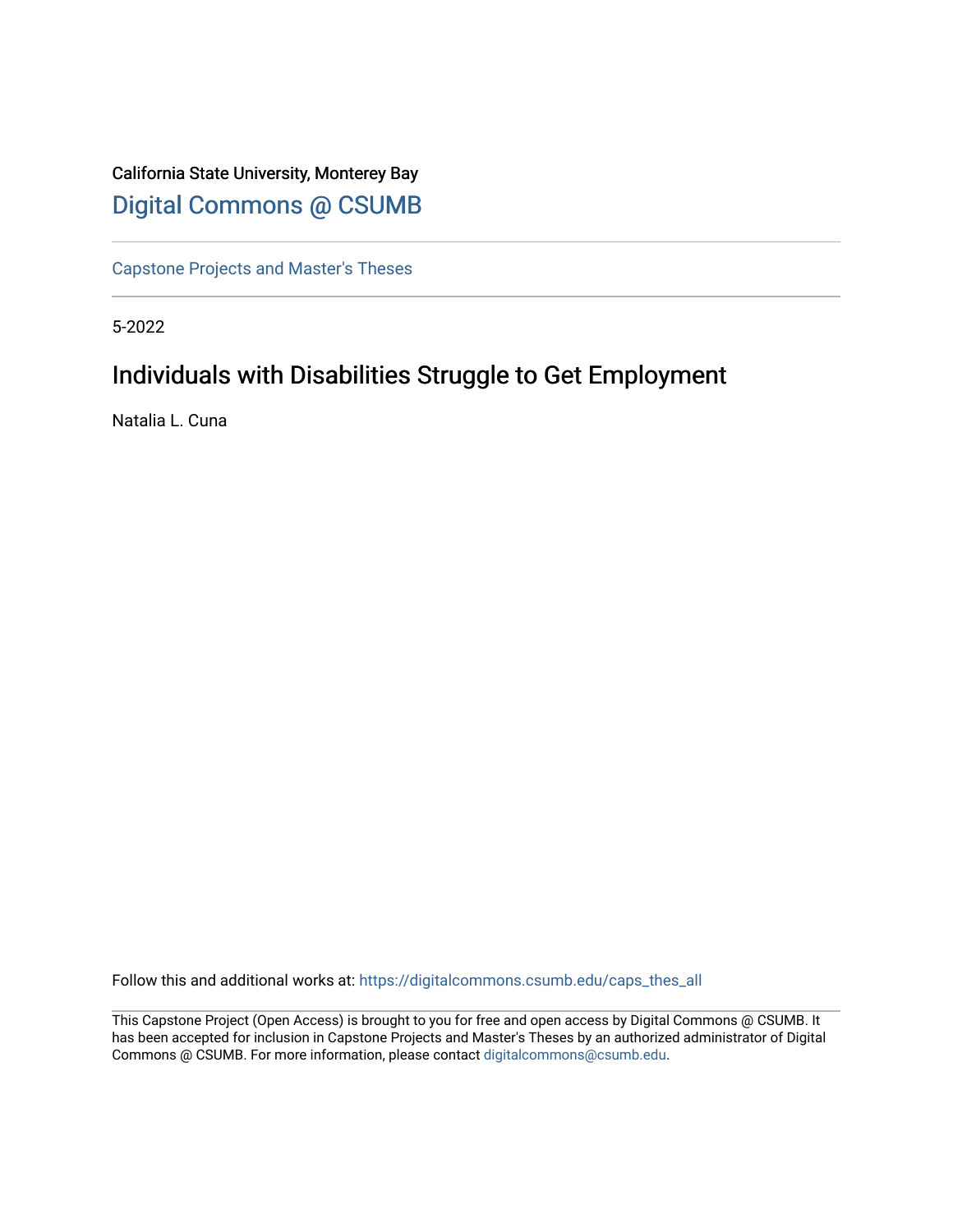California State University, Monterey Bay

[Digital Commons @ CSUMB](https://digitalcommons.csumb.edu/)

[Capstone Projects and Master's Theses](https://digitalcommons.csumb.edu/caps_thes_all)

5-2022

# Individuals with Disabilities Struggle to Get Employment

Natalia L. Cuna

Follow this and additional works at: https://digitalcommons.csumb.edu/caps_thes_all

This Capstone Project (Open Access) is brought to you for free and open access by Digital Commons @ CSUMB. It has been accepted for inclusion in Capstone Projects and Master's Theses by an authorized administrator of Digital Commons @ CSUMB. For more information, please contact digitalcommons@csumb.edu.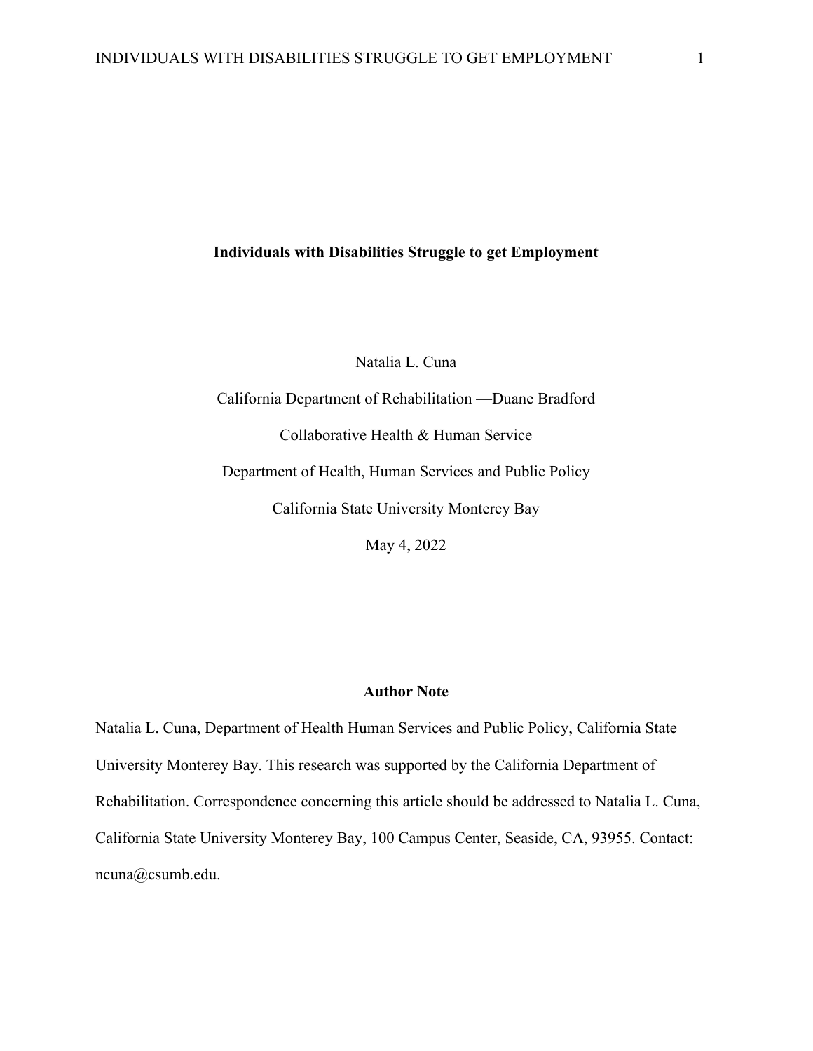# Individuals with Disabilities Struggle to get Employment

Natalia L. Cuna

California Department of Rehabilitation —Duane Bradford

Collaborative Health & Human Service

Department of Health, Human Services and Public Policy

California State University Monterey Bay

May 4, 2022

## Author Note

Natalia L. Cuna, Department of Health Human Services and Public Policy, California State University Monterey Bay. This research was supported by the California Department of Rehabilitation. Correspondence concerning this article should be addressed to Natalia L. Cuna, California State University Monterey Bay, 100 Campus Center, Seaside, CA, 93955. Contact: ncuna@csumb.edu.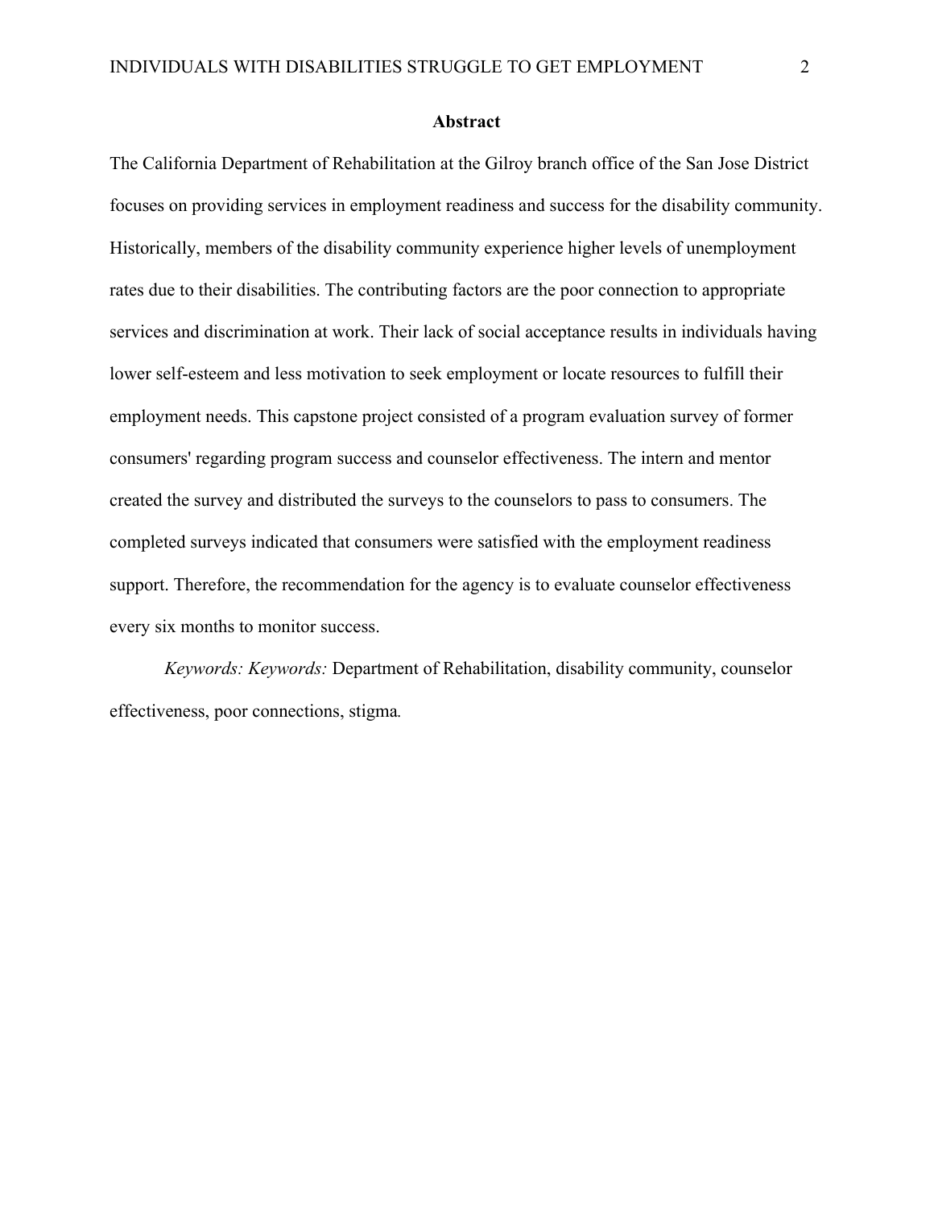## Abstract

The California Department of Rehabilitation at the Gilroy branch office of the San Jose District focuses on providing services in employment readiness and success for the disability community. Historically, members of the disability community experience higher levels of unemployment rates due to their disabilities. The contributing factors are the poor connection to appropriate services and discrimination at work. Their lack of social acceptance results in individuals having lower self-esteem and less motivation to seek employment or locate resources to fulfill their employment needs. This capstone project consisted of a program evaluation survey of former consumers' regarding program success and counselor effectiveness. The intern and mentor created the survey and distributed the surveys to the counselors to pass to consumers. The completed surveys indicated that consumers were satisfied with the employment readiness support. Therefore, the recommendation for the agency is to evaluate counselor effectiveness every six months to monitor success.

*Keywords: Keywords:* Department of Rehabilitation, disability community, counselor effectiveness, poor connections, stigma*.*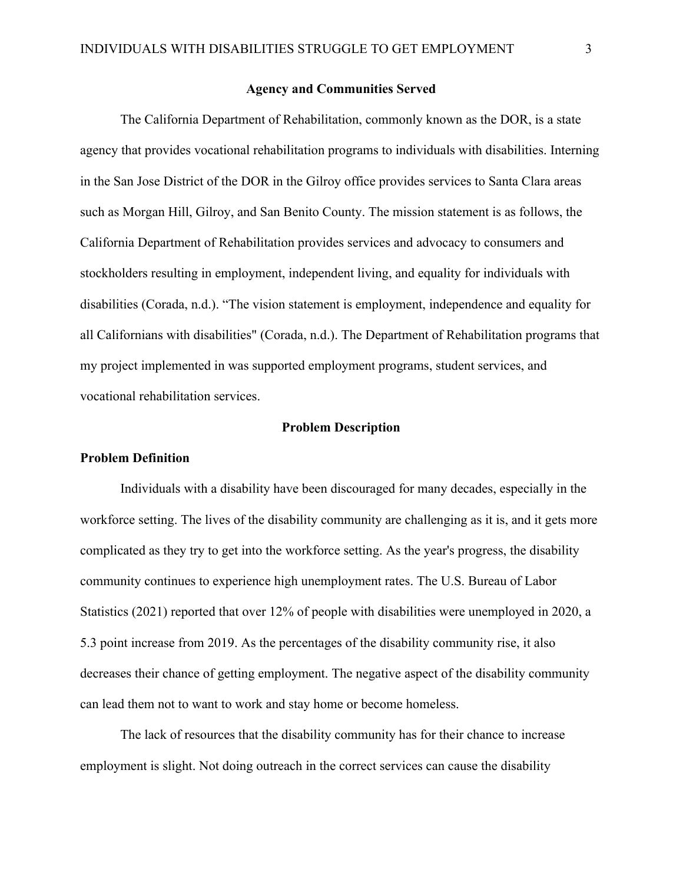## Agency and Communities Served

The California Department of Rehabilitation, commonly known as the DOR, is a state agency that provides vocational rehabilitation programs to individuals with disabilities. Interning in the San Jose District of the DOR in the Gilroy office provides services to Santa Clara areas such as Morgan Hill, Gilroy, and San Benito County. The mission statement is as follows, the California Department of Rehabilitation provides services and advocacy to consumers and stockholders resulting in employment, independent living, and equality for individuals with disabilities (Corada, n.d.). "The vision statement is employment, independence and equality for all Californians with disabilities" (Corada, n.d.). The Department of Rehabilitation programs that my project implemented in was supported employment programs, student services, and vocational rehabilitation services.

## Problem Description

### Problem Definition

Individuals with a disability have been discouraged for many decades, especially in the workforce setting. The lives of the disability community are challenging as it is, and it gets more complicated as they try to get into the workforce setting. As the year's progress, the disability community continues to experience high unemployment rates. The U.S. Bureau of Labor Statistics (2021) reported that over 12% of people with disabilities were unemployed in 2020, a 5.3 point increase from 2019. As the percentages of the disability community rise, it also decreases their chance of getting employment. The negative aspect of the disability community can lead them not to want to work and stay home or become homeless.

The lack of resources that the disability community has for their chance to increase employment is slight. Not doing outreach in the correct services can cause the disability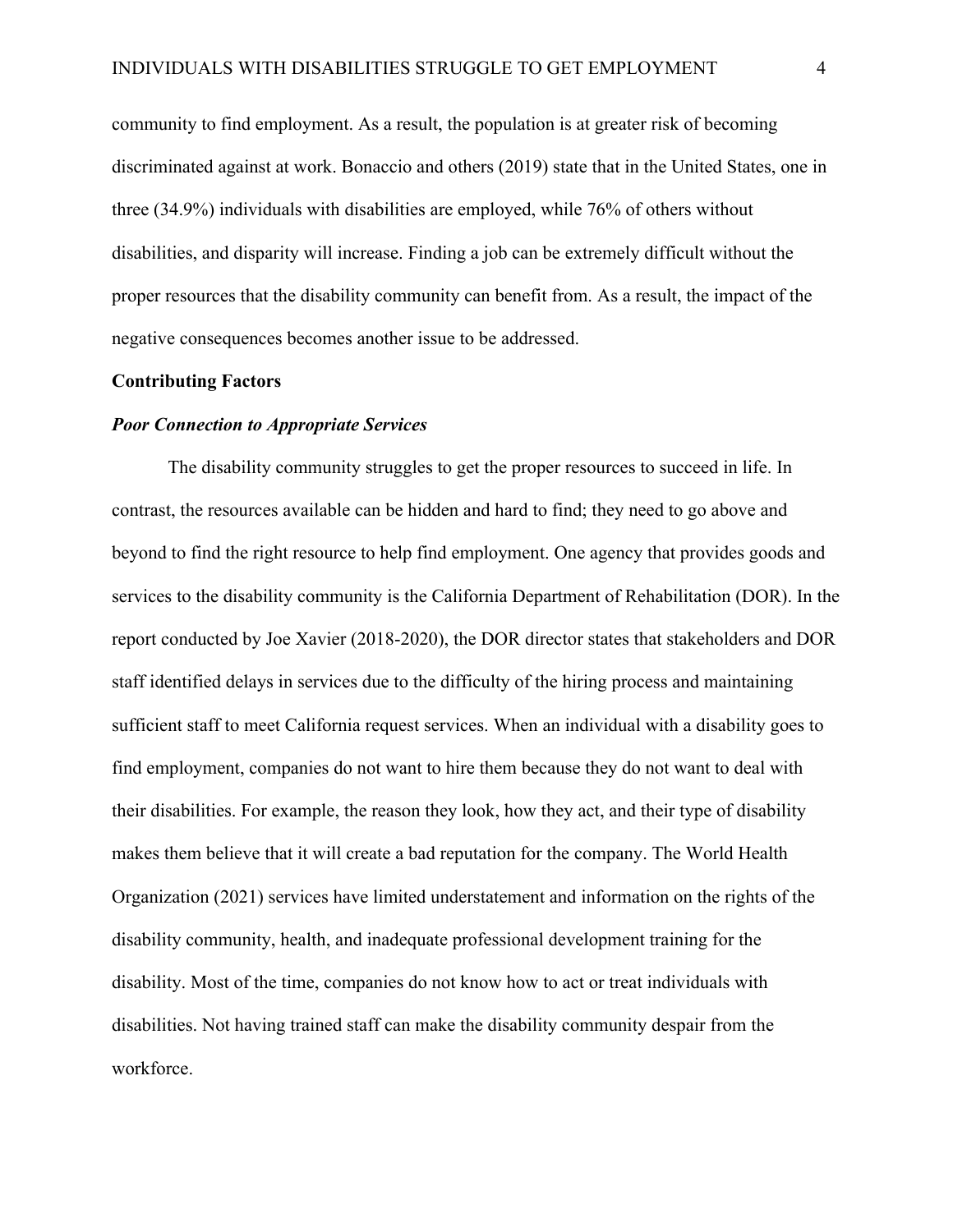community to find employment. As a result, the population is at greater risk of becoming discriminated against at work. Bonaccio and others (2019) state that in the United States, one in three (34.9%) individuals with disabilities are employed, while 76% of others without disabilities, and disparity will increase. Finding a job can be extremely difficult without the proper resources that the disability community can benefit from. As a result, the impact of the negative consequences becomes another issue to be addressed.

## Contributing Factors

### *Poor Connection to Appropriate Services*

The disability community struggles to get the proper resources to succeed in life. In contrast, the resources available can be hidden and hard to find; they need to go above and beyond to find the right resource to help find employment. One agency that provides goods and services to the disability community is the California Department of Rehabilitation (DOR). In the report conducted by Joe Xavier (2018-2020), the DOR director states that stakeholders and DOR staff identified delays in services due to the difficulty of the hiring process and maintaining sufficient staff to meet California request services. When an individual with a disability goes to find employment, companies do not want to hire them because they do not want to deal with their disabilities. For example, the reason they look, how they act, and their type of disability makes them believe that it will create a bad reputation for the company. The World Health Organization (2021) services have limited understatement and information on the rights of the disability community, health, and inadequate professional development training for the disability. Most of the time, companies do not know how to act or treat individuals with disabilities. Not having trained staff can make the disability community despair from the workforce.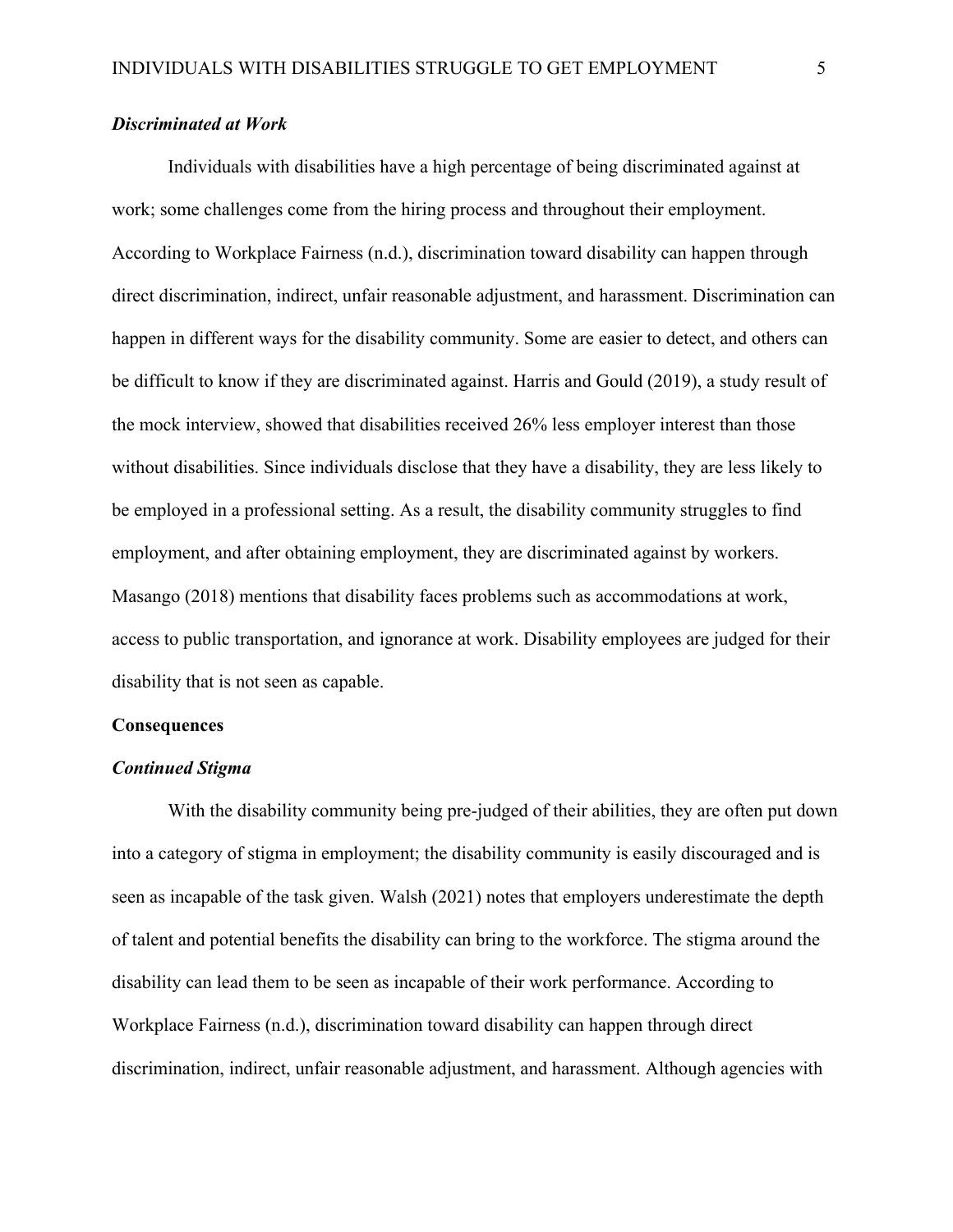### *Discriminated at Work*

Individuals with disabilities have a high percentage of being discriminated against at work; some challenges come from the hiring process and throughout their employment. According to Workplace Fairness (n.d.), discrimination toward disability can happen through direct discrimination, indirect, unfair reasonable adjustment, and harassment. Discrimination can happen in different ways for the disability community. Some are easier to detect, and others can be difficult to know if they are discriminated against. Harris and Gould (2019), a study result of the mock interview, showed that disabilities received 26% less employer interest than those without disabilities. Since individuals disclose that they have a disability, they are less likely to be employed in a professional setting. As a result, the disability community struggles to find employment, and after obtaining employment, they are discriminated against by workers. Masango (2018) mentions that disability faces problems such as accommodations at work, access to public transportation, and ignorance at work. Disability employees are judged for their disability that is not seen as capable.

## Consequences

### *Continued Stigma*

With the disability community being pre-judged of their abilities, they are often put down into a category of stigma in employment; the disability community is easily discouraged and is seen as incapable of the task given. Walsh (2021) notes that employers underestimate the depth of talent and potential benefits the disability can bring to the workforce. The stigma around the disability can lead them to be seen as incapable of their work performance. According to Workplace Fairness (n.d.), discrimination toward disability can happen through direct discrimination, indirect, unfair reasonable adjustment, and harassment. Although agencies with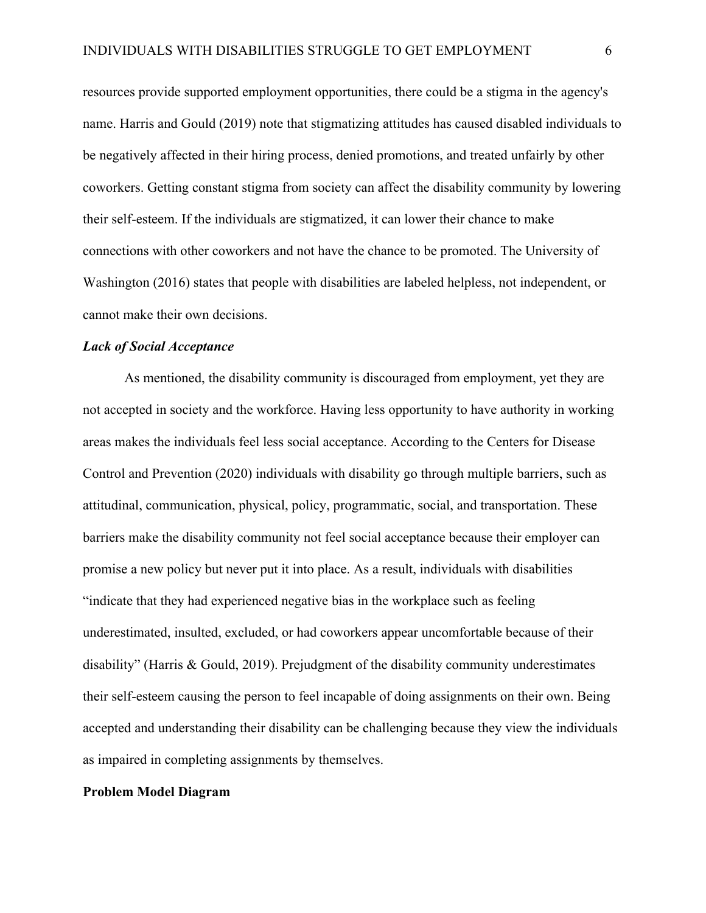resources provide supported employment opportunities, there could be a stigma in the agency's name. Harris and Gould (2019) note that stigmatizing attitudes has caused disabled individuals to be negatively affected in their hiring process, denied promotions, and treated unfairly by other coworkers. Getting constant stigma from society can affect the disability community by lowering their self-esteem. If the individuals are stigmatized, it can lower their chance to make connections with other coworkers and not have the chance to be promoted. The University of Washington (2016) states that people with disabilities are labeled helpless, not independent, or cannot make their own decisions.

### *Lack of Social Acceptance*

As mentioned, the disability community is discouraged from employment, yet they are not accepted in society and the workforce. Having less opportunity to have authority in working areas makes the individuals feel less social acceptance. According to the Centers for Disease Control and Prevention (2020) individuals with disability go through multiple barriers, such as attitudinal, communication, physical, policy, programmatic, social, and transportation. These barriers make the disability community not feel social acceptance because their employer can promise a new policy but never put it into place. As a result, individuals with disabilities "indicate that they had experienced negative bias in the workplace such as feeling underestimated, insulted, excluded, or had coworkers appear uncomfortable because of their disability" (Harris & Gould, 2019). Prejudgment of the disability community underestimates their self-esteem causing the person to feel incapable of doing assignments on their own. Being accepted and understanding their disability can be challenging because they view the individuals as impaired in completing assignments by themselves.

## **Problem Model Diagram**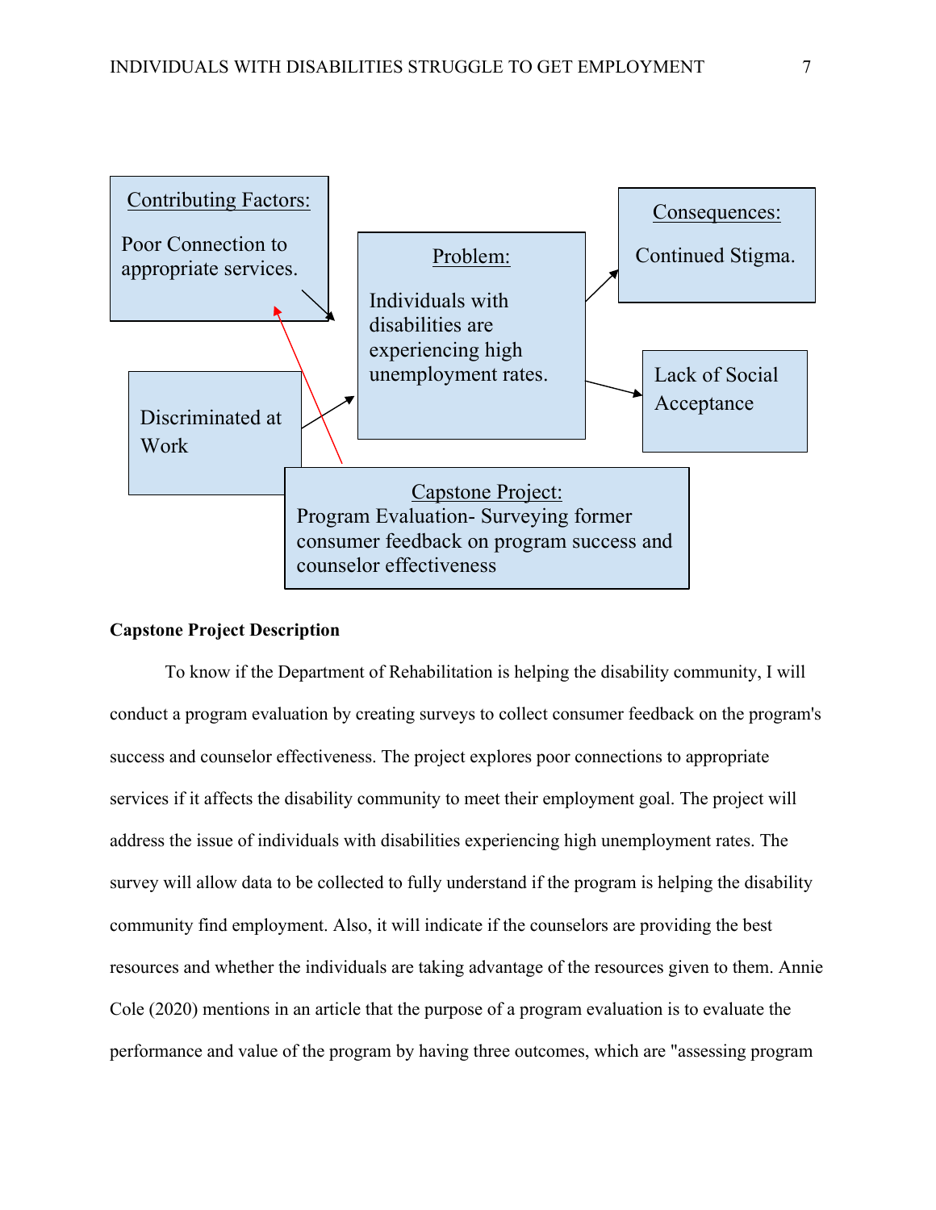Contributing Factors:

Poor Connection to appropriate services.

Problem:

Individuals with disabilities are experiencing high unemployment rates.

Consequences:

Continued Stigma.

Discriminated at Work

Lack of Social Acceptance

Capstone Project:
Program Evaluation- Surveying former consumer feedback on program success and counselor effectiveness

**Capstone Project Description**

To know if the Department of Rehabilitation is helping the disability community, I will conduct a program evaluation by creating surveys to collect consumer feedback on the program's success and counselor effectiveness. The project explores poor connections to appropriate services if it affects the disability community to meet their employment goal. The project will address the issue of individuals with disabilities experiencing high unemployment rates. The survey will allow data to be collected to fully understand if the program is helping the disability community find employment. Also, it will indicate if the counselors are providing the best resources and whether the individuals are taking advantage of the resources given to them. Annie Cole (2020) mentions in an article that the purpose of a program evaluation is to evaluate the performance and value of the program by having three outcomes, which are "assessing program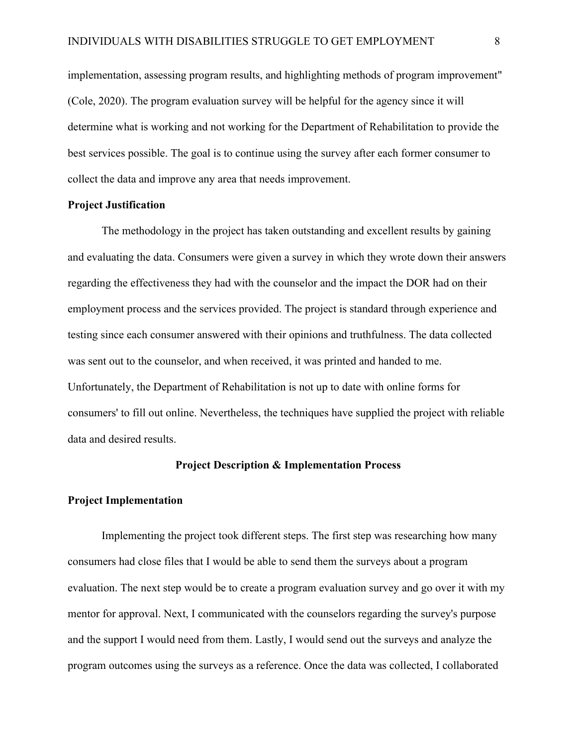implementation, assessing program results, and highlighting methods of program improvement" (Cole, 2020). The program evaluation survey will be helpful for the agency since it will determine what is working and not working for the Department of Rehabilitation to provide the best services possible. The goal is to continue using the survey after each former consumer to collect the data and improve any area that needs improvement.

**Project Justification**

The methodology in the project has taken outstanding and excellent results by gaining and evaluating the data. Consumers were given a survey in which they wrote down their answers regarding the effectiveness they had with the counselor and the impact the DOR had on their employment process and the services provided. The project is standard through experience and testing since each consumer answered with their opinions and truthfulness. The data collected was sent out to the counselor, and when received, it was printed and handed to me. Unfortunately, the Department of Rehabilitation is not up to date with online forms for consumers' to fill out online. Nevertheless, the techniques have supplied the project with reliable data and desired results.

## Project Description & Implementation Process

**Project Implementation**

Implementing the project took different steps. The first step was researching how many consumers had close files that I would be able to send them the surveys about a program evaluation. The next step would be to create a program evaluation survey and go over it with my mentor for approval. Next, I communicated with the counselors regarding the survey's purpose and the support I would need from them. Lastly, I would send out the surveys and analyze the program outcomes using the surveys as a reference. Once the data was collected, I collaborated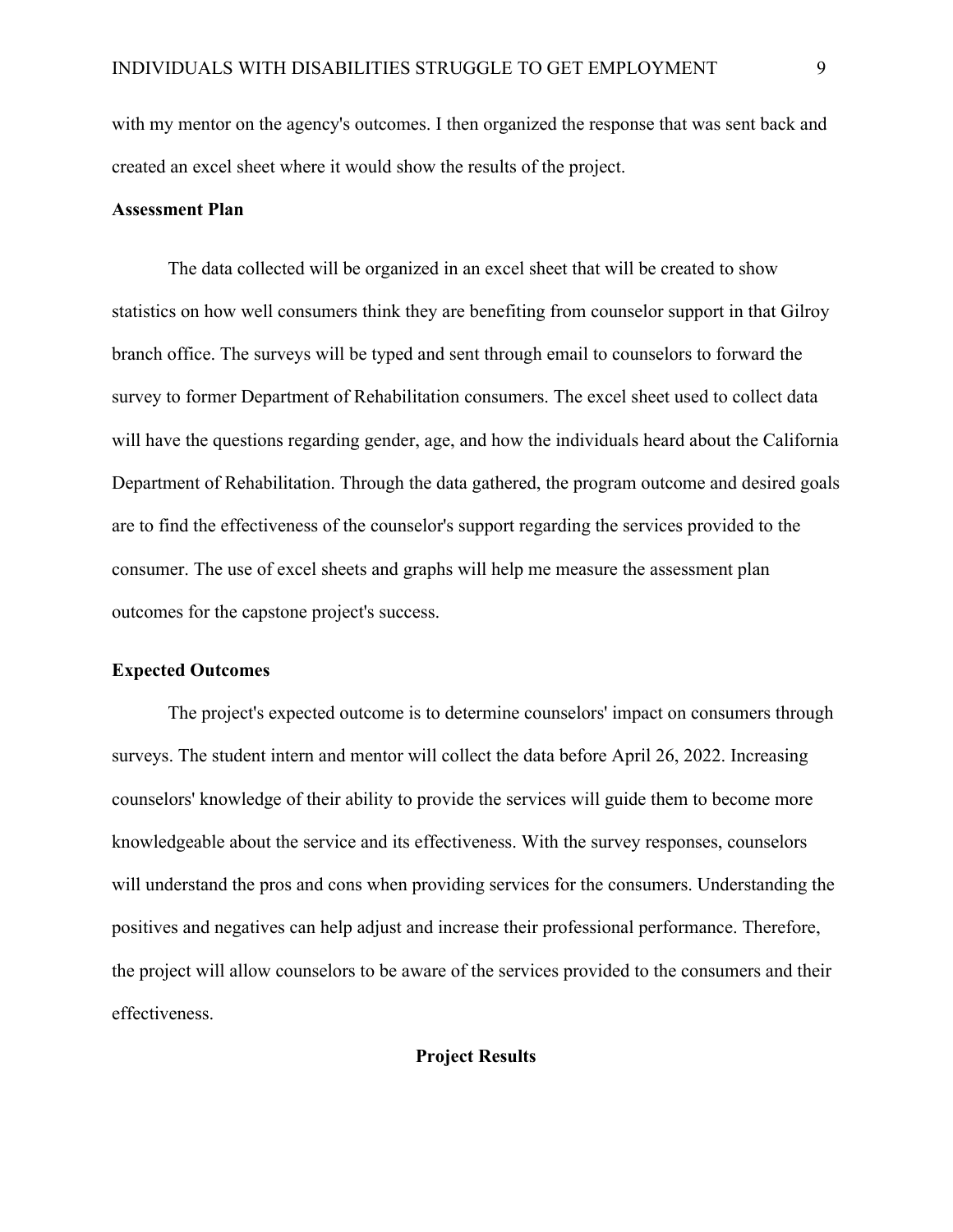with my mentor on the agency's outcomes. I then organized the response that was sent back and created an excel sheet where it would show the results of the project.

**Assessment Plan**

The data collected will be organized in an excel sheet that will be created to show statistics on how well consumers think they are benefiting from counselor support in that Gilroy branch office. The surveys will be typed and sent through email to counselors to forward the survey to former Department of Rehabilitation consumers. The excel sheet used to collect data will have the questions regarding gender, age, and how the individuals heard about the California Department of Rehabilitation. Through the data gathered, the program outcome and desired goals are to find the effectiveness of the counselor's support regarding the services provided to the consumer. The use of excel sheets and graphs will help me measure the assessment plan outcomes for the capstone project's success.

**Expected Outcomes**

The project's expected outcome is to determine counselors' impact on consumers through surveys. The student intern and mentor will collect the data before April 26, 2022. Increasing counselors' knowledge of their ability to provide the services will guide them to become more knowledgeable about the service and its effectiveness. With the survey responses, counselors will understand the pros and cons when providing services for the consumers. Understanding the positives and negatives can help adjust and increase their professional performance. Therefore, the project will allow counselors to be aware of the services provided to the consumers and their effectiveness.

## Project Results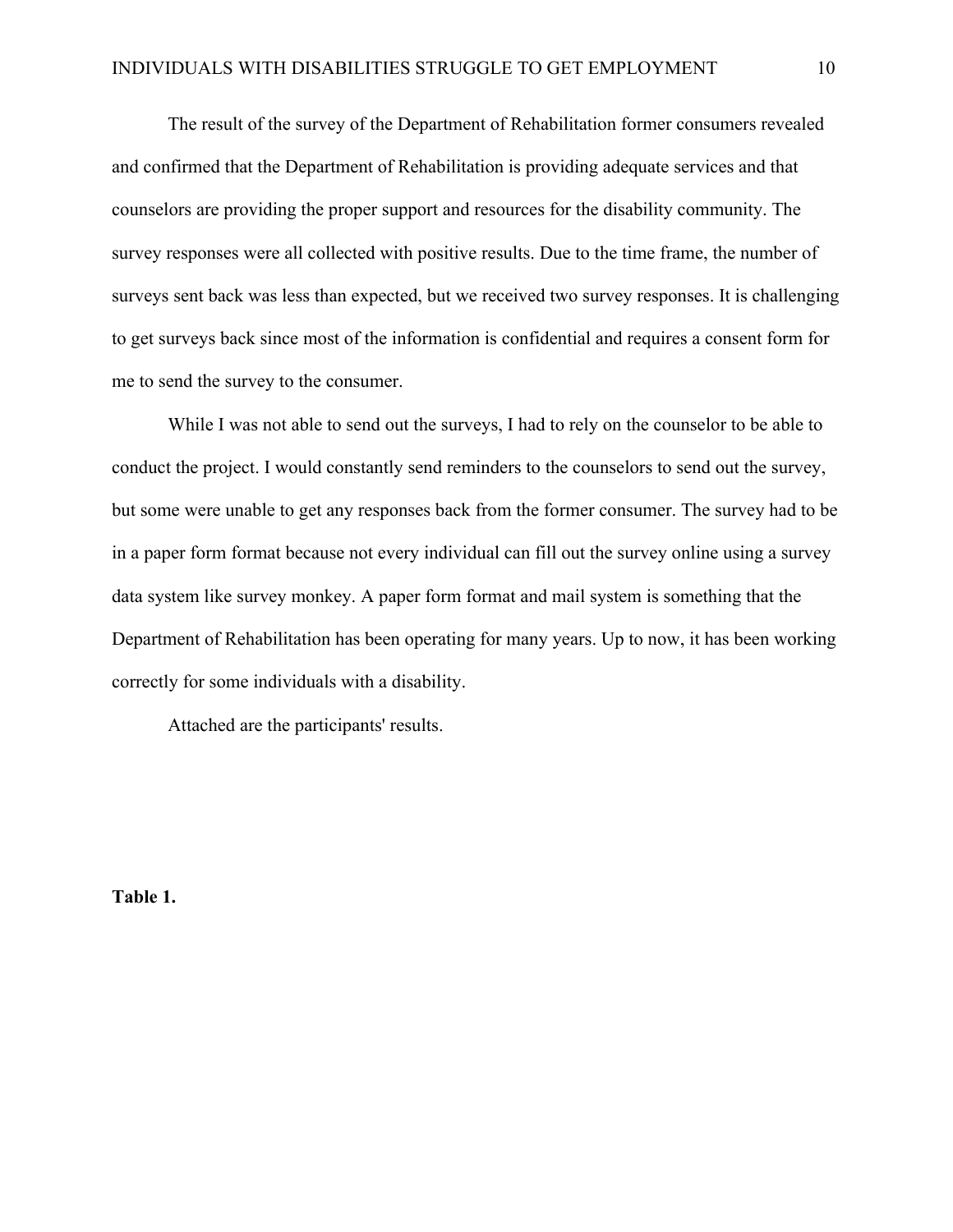The result of the survey of the Department of Rehabilitation former consumers revealed and confirmed that the Department of Rehabilitation is providing adequate services and that counselors are providing the proper support and resources for the disability community. The survey responses were all collected with positive results. Due to the time frame, the number of surveys sent back was less than expected, but we received two survey responses. It is challenging to get surveys back since most of the information is confidential and requires a consent form for me to send the survey to the consumer.

While I was not able to send out the surveys, I had to rely on the counselor to be able to conduct the project. I would constantly send reminders to the counselors to send out the survey, but some were unable to get any responses back from the former consumer. The survey had to be in a paper form format because not every individual can fill out the survey online using a survey data system like survey monkey. A paper form format and mail system is something that the Department of Rehabilitation has been operating for many years. Up to now, it has been working correctly for some individuals with a disability.

Attached are the participants' results.

**Table 1.**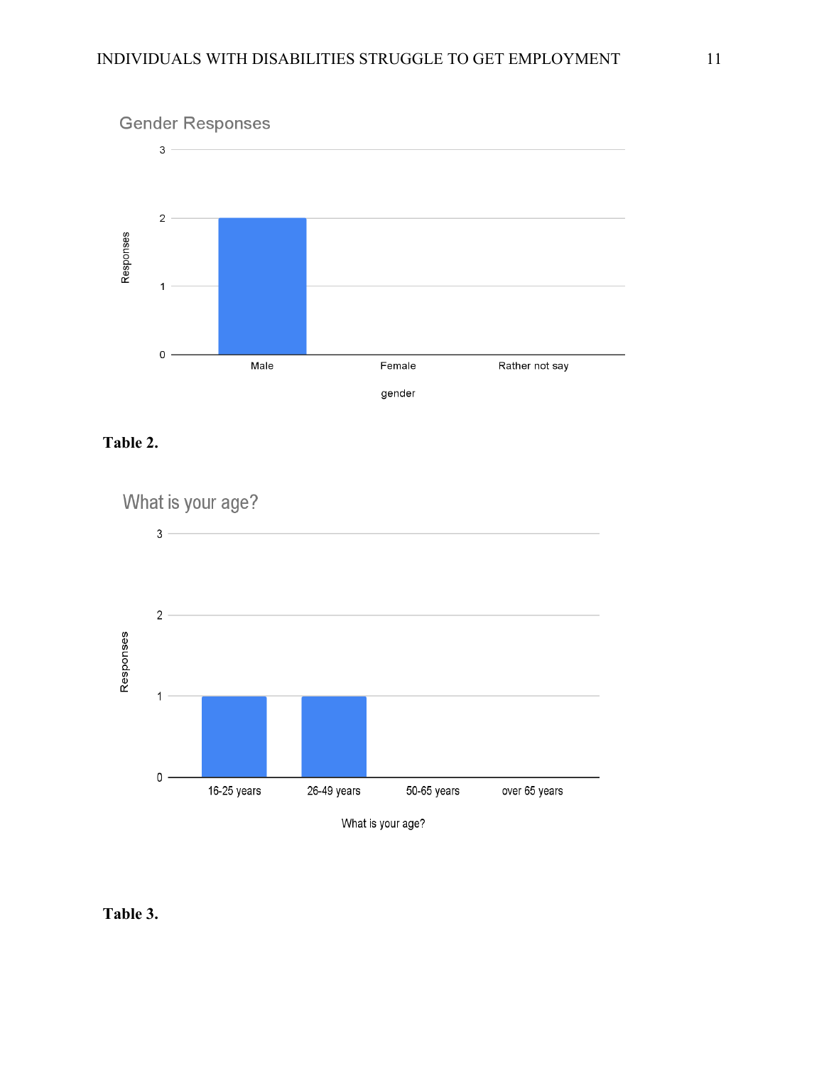Gender Responses

3

2

1

0

Responses

Male

Female

Rather not say

gender

**Table 2.**

What is your age?

3

2

1

0

Responses

16-25 years

26-49 years

50-65 years

over 65 years

What is your age?

**Table 3.**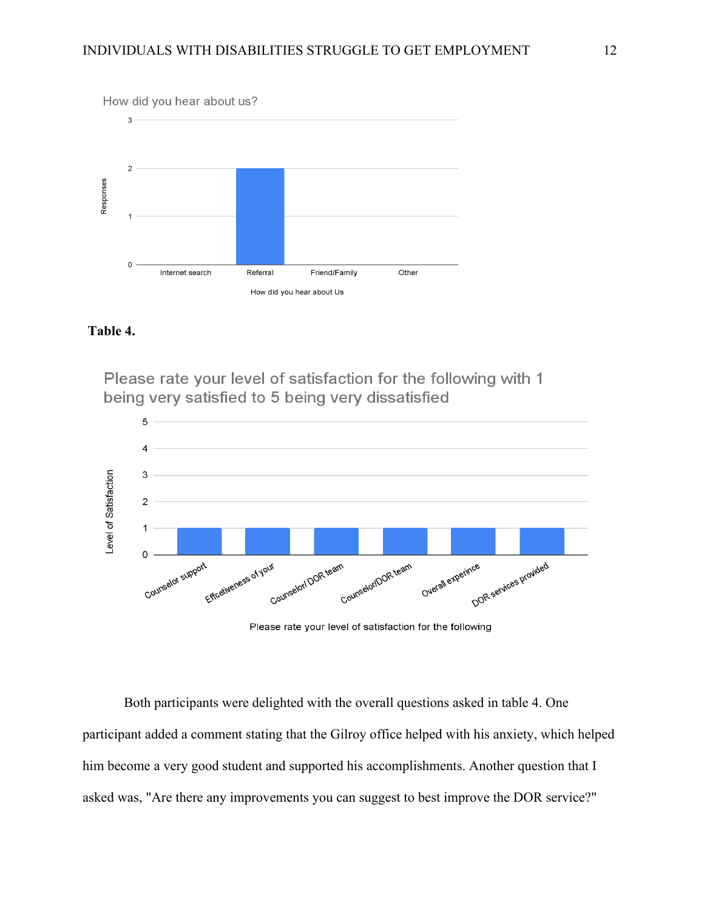How did you hear about us?

3

2

1

0

Responses

Internet search

Referral

Friend/Family

Other

How did you hear about Us

**Table 4.**

Please rate your level of satisfaction for the following with 1 being very satisfied to 5 being very dissatisfied

5

4

3

2

1

0

Level of Satisfaction

Counselor support

Effcetiveness of your

Counselor/ DOR team

Counselor/DOR team

Overall experince

DOR services provided

Please rate your level of satisfaction for the following

Both participants were delighted with the overall questions asked in table 4. One participant added a comment stating that the Gilroy office helped with his anxiety, which helped him become a very good student and supported his accomplishments. Another question that I asked was, "Are there any improvements you can suggest to best improve the DOR service?"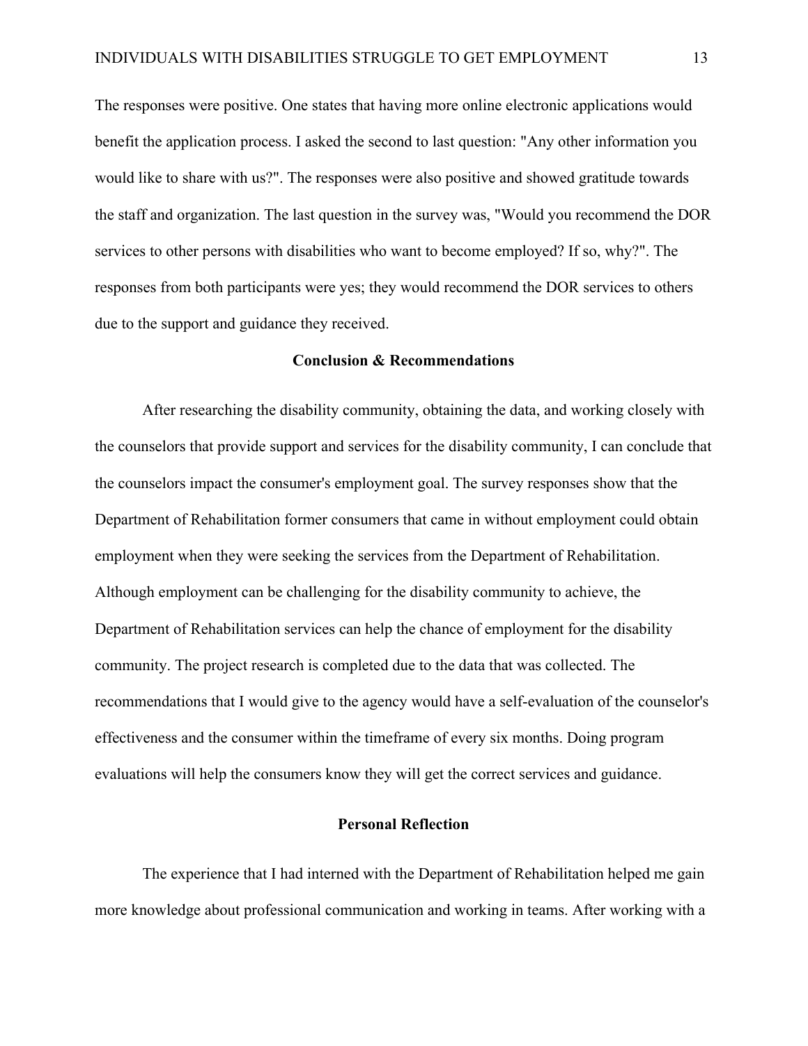The responses were positive. One states that having more online electronic applications would benefit the application process. I asked the second to last question: "Any other information you would like to share with us?". The responses were also positive and showed gratitude towards the staff and organization. The last question in the survey was, "Would you recommend the DOR services to other persons with disabilities who want to become employed? If so, why?". The responses from both participants were yes; they would recommend the DOR services to others due to the support and guidance they received.

## Conclusion & Recommendations

After researching the disability community, obtaining the data, and working closely with the counselors that provide support and services for the disability community, I can conclude that the counselors impact the consumer's employment goal. The survey responses show that the Department of Rehabilitation former consumers that came in without employment could obtain employment when they were seeking the services from the Department of Rehabilitation. Although employment can be challenging for the disability community to achieve, the Department of Rehabilitation services can help the chance of employment for the disability community. The project research is completed due to the data that was collected. The recommendations that I would give to the agency would have a self-evaluation of the counselor's effectiveness and the consumer within the timeframe of every six months. Doing program evaluations will help the consumers know they will get the correct services and guidance.

## Personal Reflection

The experience that I had interned with the Department of Rehabilitation helped me gain more knowledge about professional communication and working in teams. After working with a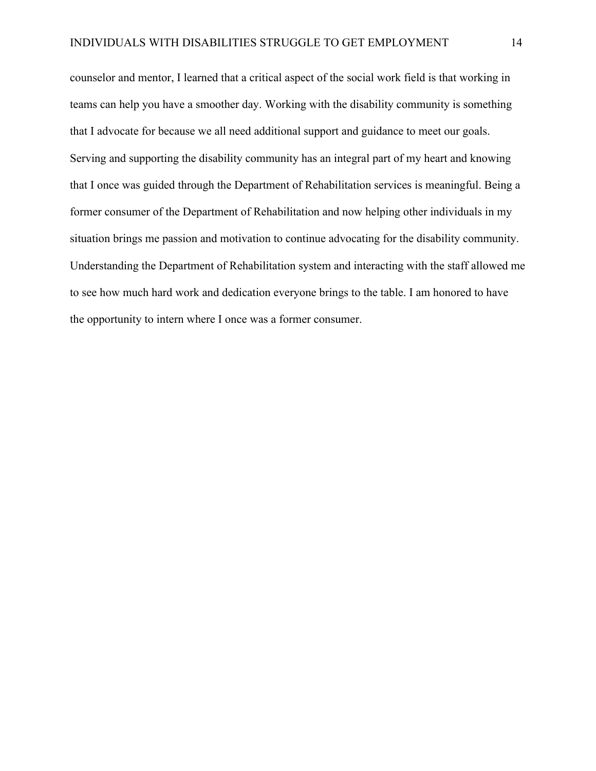counselor and mentor, I learned that a critical aspect of the social work field is that working in teams can help you have a smoother day. Working with the disability community is something that I advocate for because we all need additional support and guidance to meet our goals. Serving and supporting the disability community has an integral part of my heart and knowing that I once was guided through the Department of Rehabilitation services is meaningful. Being a former consumer of the Department of Rehabilitation and now helping other individuals in my situation brings me passion and motivation to continue advocating for the disability community. Understanding the Department of Rehabilitation system and interacting with the staff allowed me to see how much hard work and dedication everyone brings to the table. I am honored to have the opportunity to intern where I once was a former consumer.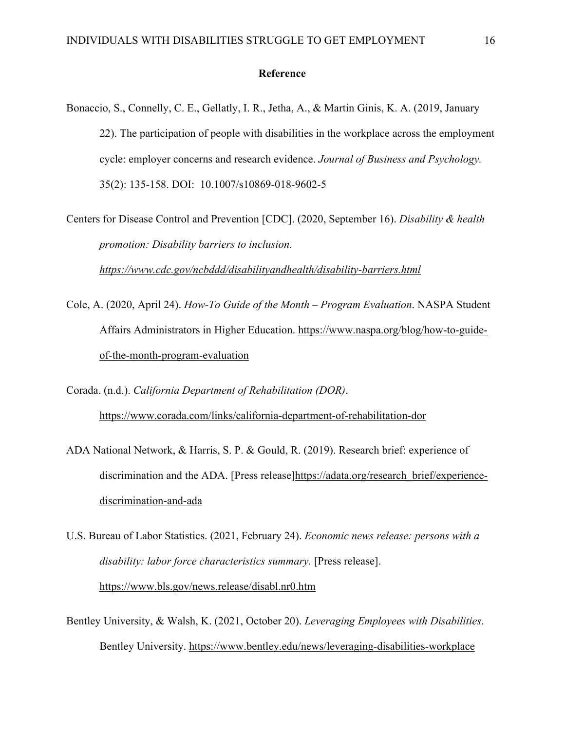## Reference

Bonaccio, S., Connelly, C. E., Gellatly, I. R., Jetha, A., & Martin Ginis, K. A. (2019, January 22). The participation of people with disabilities in the workplace across the employment cycle: employer concerns and research evidence. *Journal of Business and Psychology.* 35(2): 135-158. DOI: 10.1007/s10869-018-9602-5

Centers for Disease Control and Prevention [CDC]. (2020, September 16). *Disability & health promotion: Disability barriers to inclusion. https://www.cdc.gov/ncbddd/disabilityandhealth/disability-barriers.html*

Cole, A. (2020, April 24). *How-To Guide of the Month – Program Evaluation*. NASPA Student Affairs Administrators in Higher Education. https://www.naspa.org/blog/how-to-guide-of-the-month-program-evaluation

Corada. (n.d.). *California Department of Rehabilitation (DOR)*. https://www.corada.com/links/california-department-of-rehabilitation-dor

ADA National Network, & Harris, S. P. & Gould, R. (2019). Research brief: experience of discrimination and the ADA. [Press release]https://adata.org/research_brief/experience-discrimination-and-ada

U.S. Bureau of Labor Statistics. (2021, February 24). *Economic news release: persons with a disability: labor force characteristics summary.* [Press release]. https://www.bls.gov/news.release/disabl.nr0.htm

Bentley University, & Walsh, K. (2021, October 20). *Leveraging Employees with Disabilities*. Bentley University. https://www.bentley.edu/news/leveraging-disabilities-workplace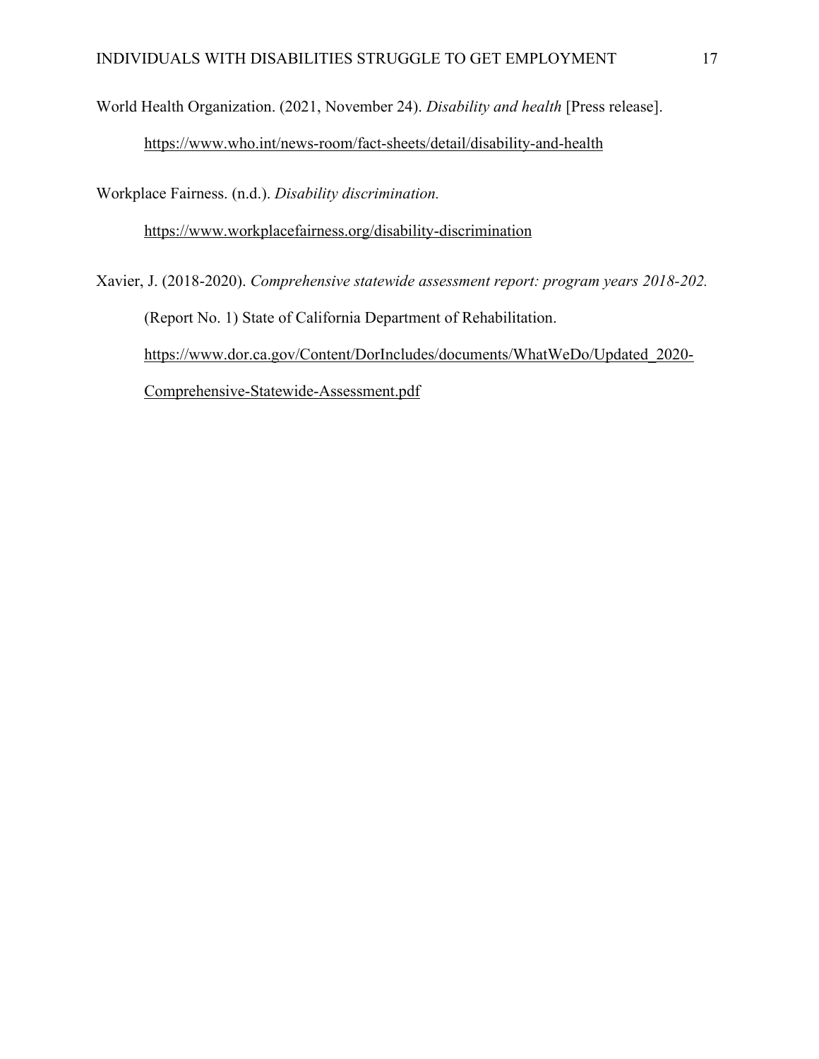World Health Organization. (2021, November 24). *Disability and health* [Press release]. https://www.who.int/news-room/fact-sheets/detail/disability-and-health

Workplace Fairness. (n.d.). *Disability discrimination.* https://www.workplacefairness.org/disability-discrimination

Xavier, J. (2018-2020). *Comprehensive statewide assessment report: program years 2018-202.* (Report No. 1) State of California Department of Rehabilitation. https://www.dor.ca.gov/Content/DorIncludes/documents/WhatWeDo/Updated_2020-Comprehensive-Statewide-Assessment.pdf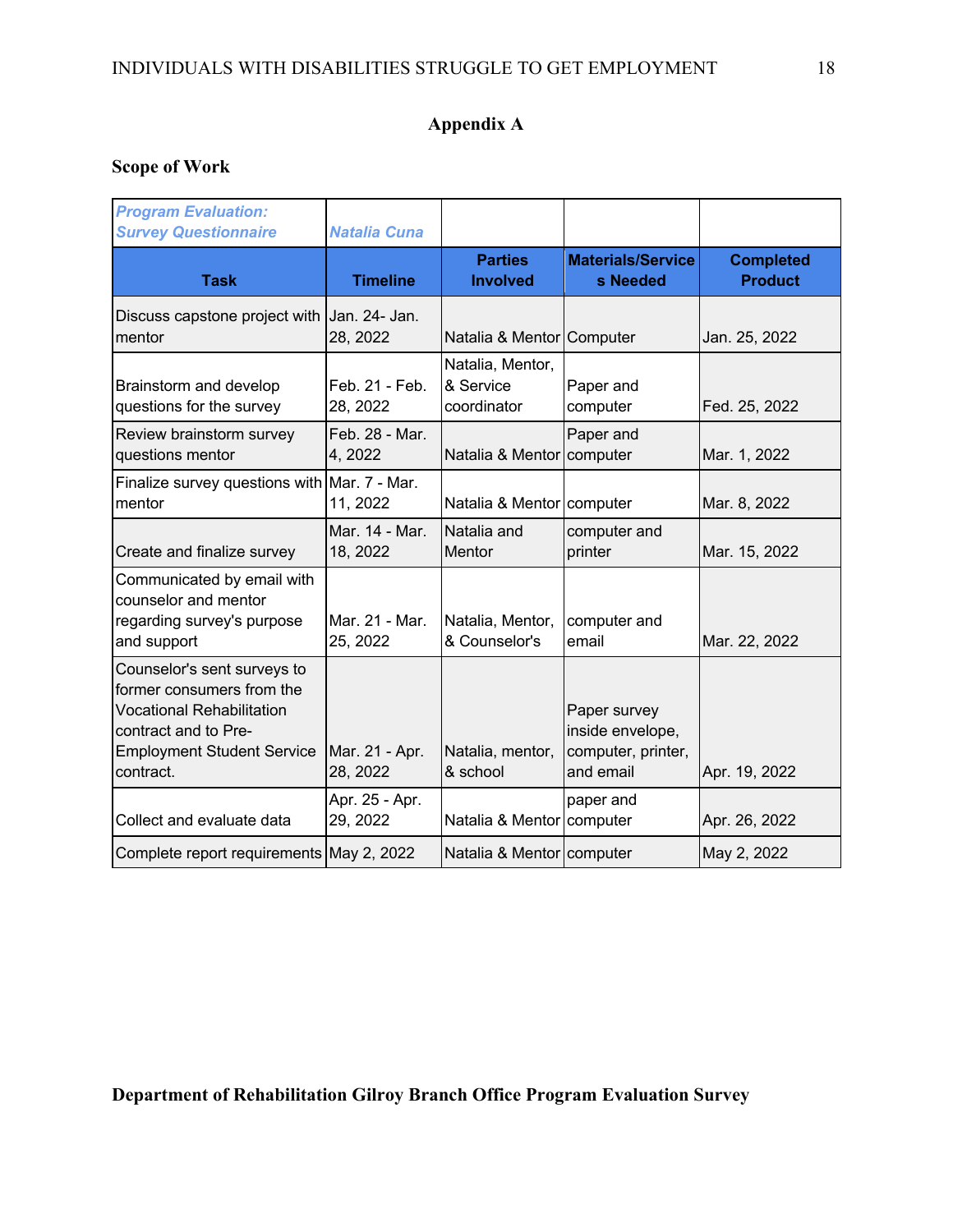# Appendix A

**Scope of Work**

| *Program Evaluation: Survey Questionnaire* | *Natalia Cuna* | | | |
|---|---|---|---|---|
| **Task** | **Timeline** | **Parties Involved** | **Materials/Services Needed** | **Completed Product** |
| Discuss capstone project with mentor | Jan. 24- Jan. 28, 2022 | Natalia & Mentor | Computer | Jan. 25, 2022 |
| Brainstorm and develop questions for the survey | Feb. 21 - Feb. 28, 2022 | Natalia, Mentor, & Service coordinator | Paper and computer | Fed. 25, 2022 |
| Review brainstorm survey questions mentor | Feb. 28 - Mar. 4, 2022 | Natalia & Mentor | Paper and computer | Mar. 1, 2022 |
| Finalize survey questions with mentor | Mar. 7 - Mar. 11, 2022 | Natalia & Mentor | computer | Mar. 8, 2022 |
| Create and finalize survey | Mar. 14 - Mar. 18, 2022 | Natalia and Mentor | computer and printer | Mar. 15, 2022 |
| Communicated by email with counselor and mentor regarding survey's purpose and support | Mar. 21 - Mar. 25, 2022 | Natalia, Mentor, & Counselor's | computer and email | Mar. 22, 2022 |
| Counselor's sent surveys to former consumers from the Vocational Rehabilitation contract and to Pre-Employment Student Service contract. | Mar. 21 - Apr. 28, 2022 | Natalia, mentor, & school | Paper survey inside envelope, computer, printer, and email | Apr. 19, 2022 |
| Collect and evaluate data | Apr. 25 - Apr. 29, 2022 | Natalia & Mentor | paper and computer | Apr. 26, 2022 |
| Complete report requirements | May 2, 2022 | Natalia & Mentor | computer | May 2, 2022 |

**Department of Rehabilitation Gilroy Branch Office Program Evaluation Survey**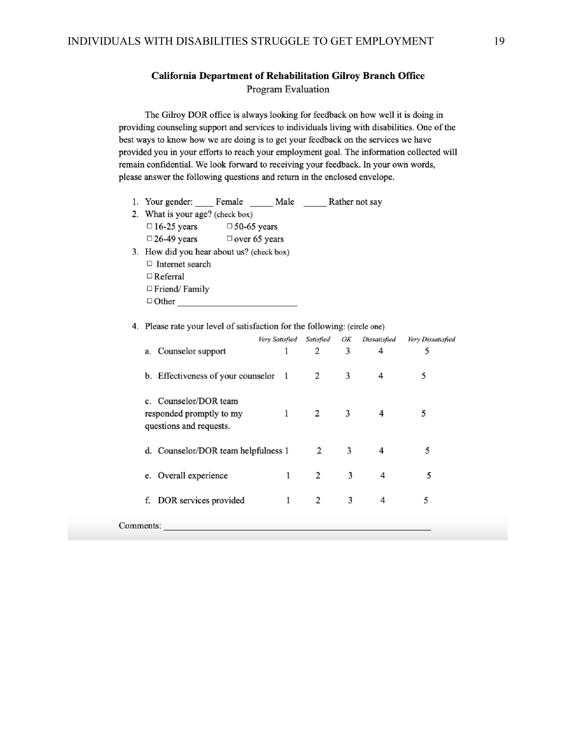**California Department of Rehabilitation Gilroy Branch Office**

Program Evaluation

The Gilroy DOR office is always looking for feedback on how well it is doing in providing counseling support and services to individuals living with disabilities. One of the best ways to know how we are doing is to get your feedback on the services we have provided you in your efforts to reach your employment goal. The information collected will remain confidential. We look forward to receiving your feedback. In your own words, please answer the following questions and return in the enclosed envelope.

1. Your gender: ____ Female _____ Male _____ Rather not say
2. What is your age? (check box)
   - ☐ 16-25 years
   - ☐ 50-65 years
   - ☐ 26-49 years
   - ☐ over 65 years
3. How did you hear about us? (check box)
   - ☐ Internet search
   - ☐ Referral
   - ☐ Friend/ Family
   - ☐ Other ___________________________
4. Please rate your level of satisfaction for the following: (circle one)

| | *Very Satisfied* | *Satisfied* | *OK* | *Dissatisfied* | *Very Dissatisfied* |
|---|---|---|---|---|---|
| a. Counselor support | 1 | 2 | 3 | 4 | 5 |
| b. Effectiveness of your counselor | 1 | 2 | 3 | 4 | 5 |
| c. Counselor/DOR team responded promptly to my questions and requests. | 1 | 2 | 3 | 4 | 5 |
| d. Counselor/DOR team helpfulness | 1 | 2 | 3 | 4 | 5 |
| e. Overall experience | 1 | 2 | 3 | 4 | 5 |
| f. DOR services provided | 1 | 2 | 3 | 4 | 5 |

Comments: ___________________________________________________________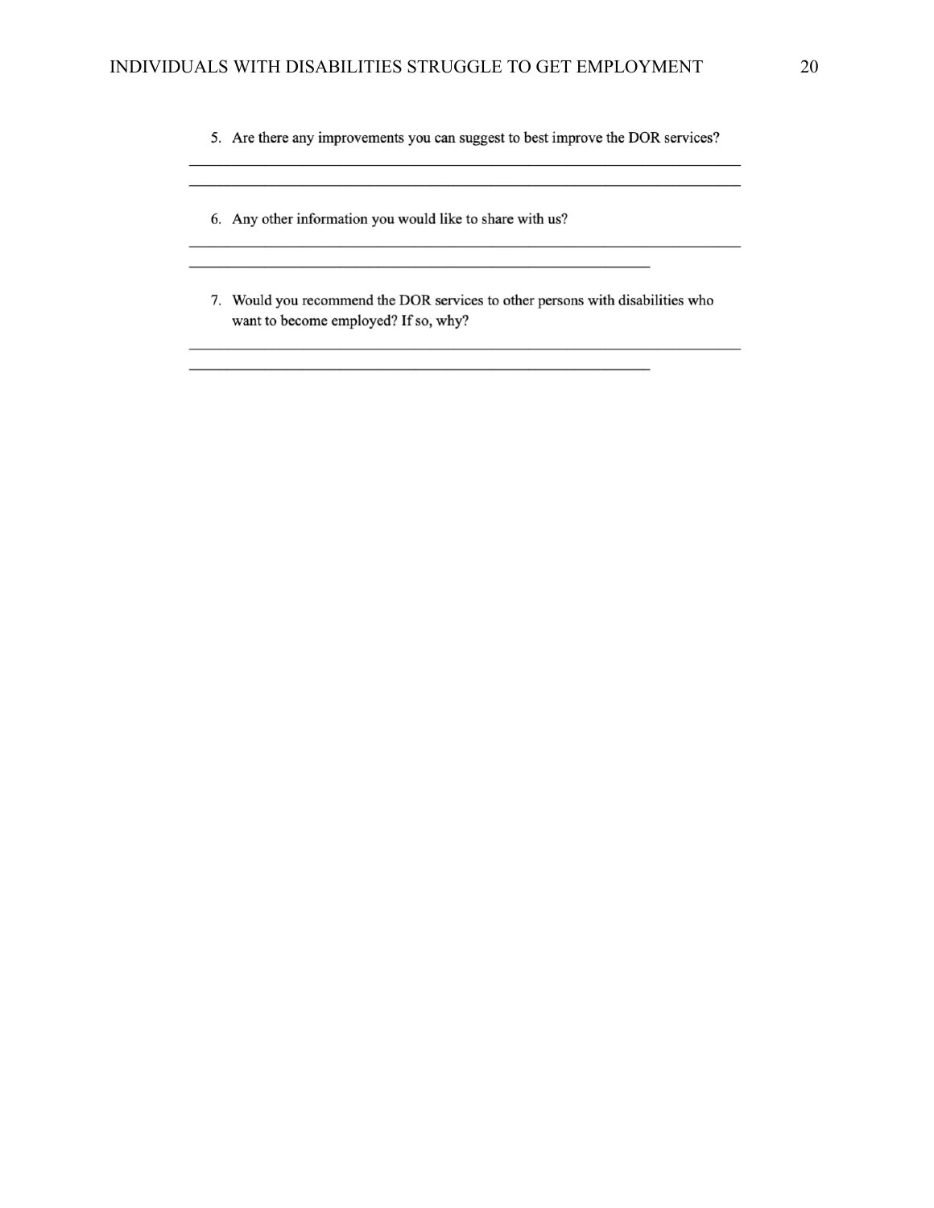5. Are there any improvements you can suggest to best improve the DOR services?

____________________________________________________________________________
____________________________________________________________________________

6. Any other information you would like to share with us?

____________________________________________________________________________
______________________________________________________________

7. Would you recommend the DOR services to other persons with disabilities who want to become employed? If so, why?

____________________________________________________________________________
______________________________________________________________